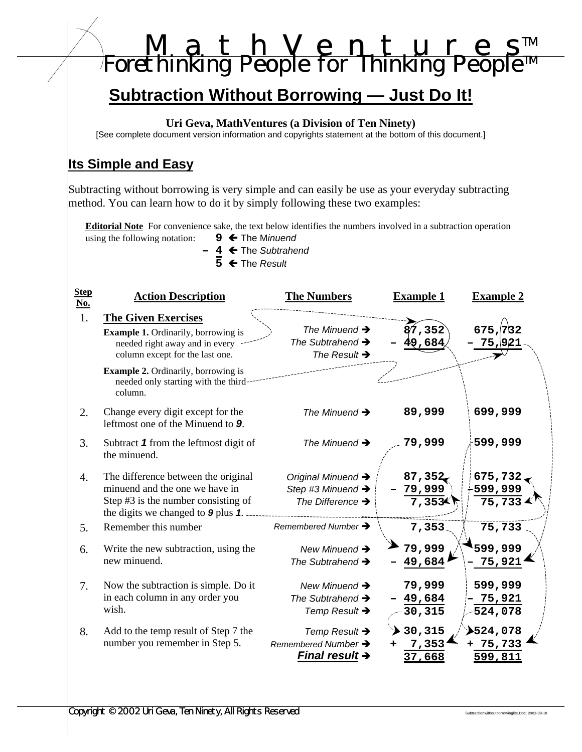# MathVentures™

*Forethinking People for Thinking People™*

## Subtraction Without Borrowing — Just Do It!

**Uri Geva, MathVentures (a Division of Ten Ninety)**

[See complete document version information and copyrights statement at the bottom of this document.]

## Its Simple and Easy

Subtracting without borrowing is very simple and can easily be use as your everyday subtracting method. You can learn how to do it by simply following these two examples:

**Editorial Note** For convenience sake, the text below identifies the numbers involved in a subtraction operation using the following notation:

```
    9  ← The Minuend
  – 4  ← The Subtrahend
    5  ← The Result
```

| Step No. | Action Description | The Numbers | Example 1 | Example 2 |
|---|---|---|---|---|
| 1. | **The Given Exercises** **Example 1.** Ordinarily, borrowing is needed right away and in every column except for the last one. **Example 2.** Ordinarily, borrowing is needed only starting with the third column. | *The Minuend* → *The Subtrahend* → *The Result* → | 87,352 – 49,684 | 675,732 – 75,921 |
| 2. | Change every digit except for the leftmost one of the Minuend to ***9***. | *The Minuend* → | 89,999 | 699,999 |
| 3. | Subtract ***1*** from the leftmost digit of the minuend. | *The Minuend* → | 79,999 | 599,999 |
| 4. | The difference between the original minuend and the one we have in Step #3 is the number consisting of the digits we changed to ***9*** plus ***1***. | *Original Minuend* → *Step #3 Minuend* → *The Difference* → | 87,352 – 79,999 = 7,353 | 675,732 – 599,999 = 75,733 |
| 5. | Remember this number | *Remembered Number* → | 7,353 | 75,733 |
| 6. | Write the new subtraction, using the new minuend. | *New Minuend* → *The Subtrahend* → | 79,999 – 49,684 | 599,999 – 75,921 |
| 7. | Now the subtraction is simple. Do it in each column in any order you wish. | *New Minuend* → *The Subtrahend* → *Temp Result* → | 79,999 – 49,684 = 30,315 | 599,999 – 75,921 = 524,078 |
| 8. | Add to the temp result of Step 7 the number you remember in Step 5. | *Temp Result* → *Remembered Number* → ***Final result*** → | 30,315 + 7,353 = **37,668** | 524,078 + 75,733 = **599,811** |

*Copyright © 2002 Uri Geva, Ten Ninety, All Rights Reserved*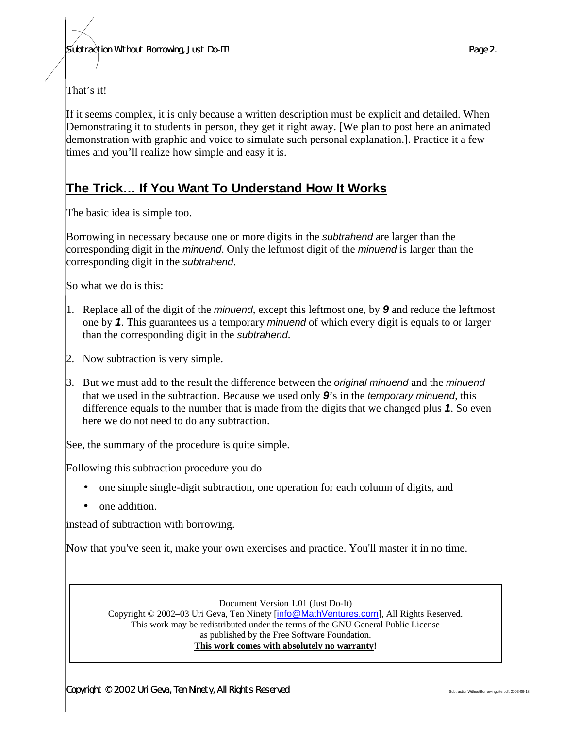That's it!

If it seems complex, it is only because a written description must be explicit and detailed. When Demonstrating it to students in person, they get it right away. [We plan to post here an animated demonstration with graphic and voice to simulate such personal explanation.]. Practice it a few times and you'll realize how simple and easy it is.

## The Trick… If You Want To Understand How It Works

The basic idea is simple too.

Borrowing in necessary because one or more digits in the *subtrahend* are larger than the corresponding digit in the *minuend*. Only the leftmost digit of the *minuend* is larger than the corresponding digit in the *subtrahend*.

So what we do is this:

1. Replace all of the digit of the *minuend*, except this leftmost one, by ***9*** and reduce the leftmost one by ***1***. This guarantees us a temporary *minuend* of which every digit is equals to or larger than the corresponding digit in the *subtrahend*.
2. Now subtraction is very simple.
3. But we must add to the result the difference between the *original minuend* and the *minuend* that we used in the subtraction. Because we used only ***9***'s in the *temporary minuend*, this difference equals to the number that is made from the digits that we changed plus ***1***. So even here we do not need to do any subtraction.

See, the summary of the procedure is quite simple.

Following this subtraction procedure you do

- one simple single-digit subtraction, one operation for each column of digits, and
- one addition.

instead of subtraction with borrowing.

Now that you've seen it, make your own exercises and practice. You'll master it in no time.

Document Version 1.01 (Just Do-It)
Copyright © 2002–03 Uri Geva, Ten Ninety [info@MathVentures.com], All Rights Reserved.
This work may be redistributed under the terms of the GNU General Public License
as published by the Free Software Foundation.
**This work comes with absolutely no warranty!**